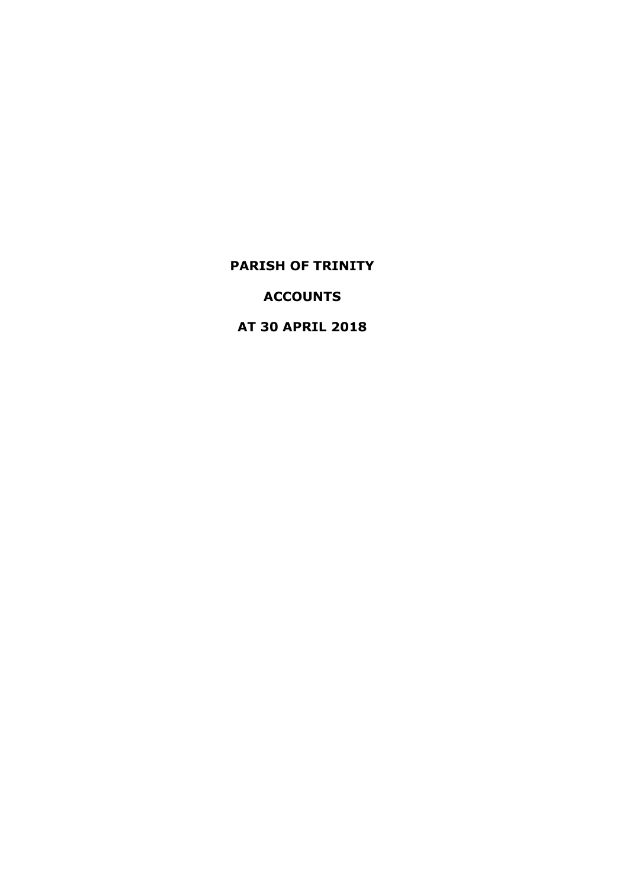# PARISH OF TRINITY

# ACCOUNTS

# AT 30 APRIL 2018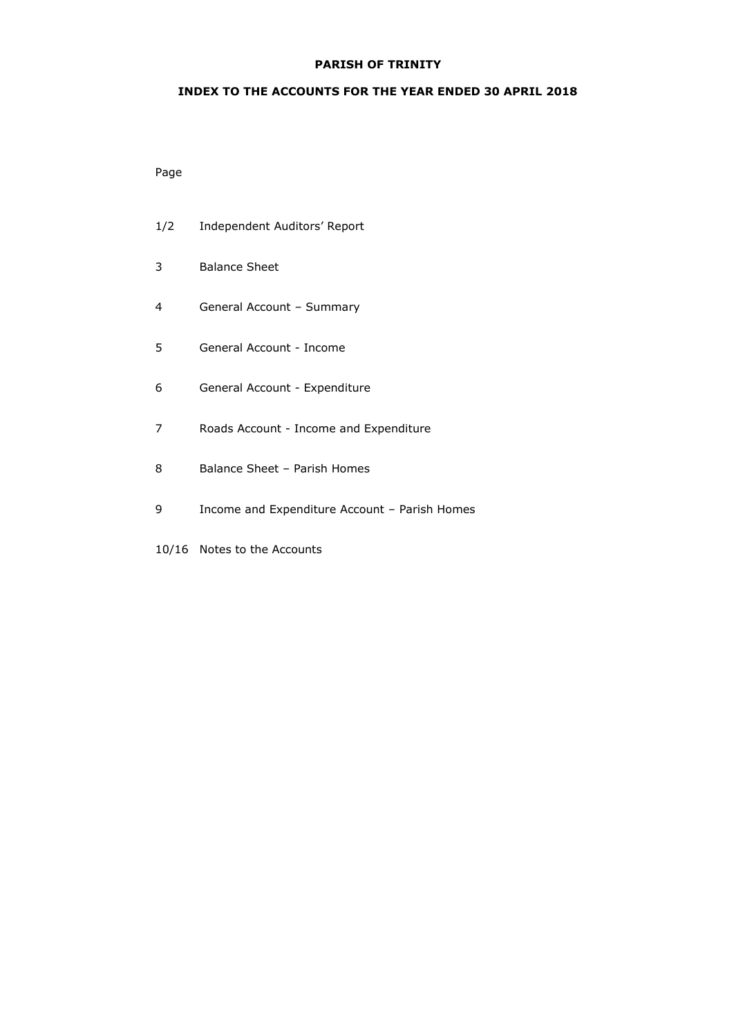# PARISH OF TRINITY

## INDEX TO THE ACCOUNTS FOR THE YEAR ENDED 30 APRIL 2018

| Page | |
|---|---|
| 1/2 | Independent Auditors' Report |
| 3 | Balance Sheet |
| 4 | General Account – Summary |
| 5 | General Account - Income |
| 6 | General Account - Expenditure |
| 7 | Roads Account - Income and Expenditure |
| 8 | Balance Sheet – Parish Homes |
| 9 | Income and Expenditure Account – Parish Homes |
| 10/16 | Notes to the Accounts |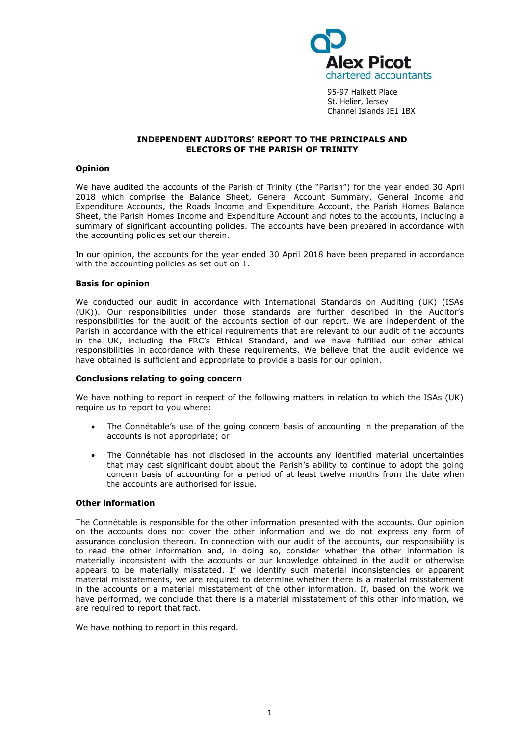Alex Picot
chartered accountants

95-97 Halkett Place
St. Helier, Jersey
Channel Islands JE1 1BX

**INDEPENDENT AUDITORS' REPORT TO THE PRINCIPALS AND ELECTORS OF THE PARISH OF TRINITY**

**Opinion**

We have audited the accounts of the Parish of Trinity (the "Parish") for the year ended 30 April 2018 which comprise the Balance Sheet, General Account Summary, General Income and Expenditure Accounts, the Roads Income and Expenditure Account, the Parish Homes Balance Sheet, the Parish Homes Income and Expenditure Account and notes to the accounts, including a summary of significant accounting policies. The accounts have been prepared in accordance with the accounting policies set our therein.

In our opinion, the accounts for the year ended 30 April 2018 have been prepared in accordance with the accounting policies as set out on 1.

**Basis for opinion**

We conducted our audit in accordance with International Standards on Auditing (UK) (ISAs (UK)). Our responsibilities under those standards are further described in the Auditor's responsibilities for the audit of the accounts section of our report. We are independent of the Parish in accordance with the ethical requirements that are relevant to our audit of the accounts in the UK, including the FRC's Ethical Standard, and we have fulfilled our other ethical responsibilities in accordance with these requirements. We believe that the audit evidence we have obtained is sufficient and appropriate to provide a basis for our opinion.

**Conclusions relating to going concern**

We have nothing to report in respect of the following matters in relation to which the ISAs (UK) require us to report to you where:

- The Connétable's use of the going concern basis of accounting in the preparation of the accounts is not appropriate; or
- The Connétable has not disclosed in the accounts any identified material uncertainties that may cast significant doubt about the Parish's ability to continue to adopt the going concern basis of accounting for a period of at least twelve months from the date when the accounts are authorised for issue.

**Other information**

The Connétable is responsible for the other information presented with the accounts. Our opinion on the accounts does not cover the other information and we do not express any form of assurance conclusion thereon. In connection with our audit of the accounts, our responsibility is to read the other information and, in doing so, consider whether the other information is materially inconsistent with the accounts or our knowledge obtained in the audit or otherwise appears to be materially misstated. If we identify such material inconsistencies or apparent material misstatements, we are required to determine whether there is a material misstatement in the accounts or a material misstatement of the other information. If, based on the work we have performed, we conclude that there is a material misstatement of this other information, we are required to report that fact.

We have nothing to report in this regard.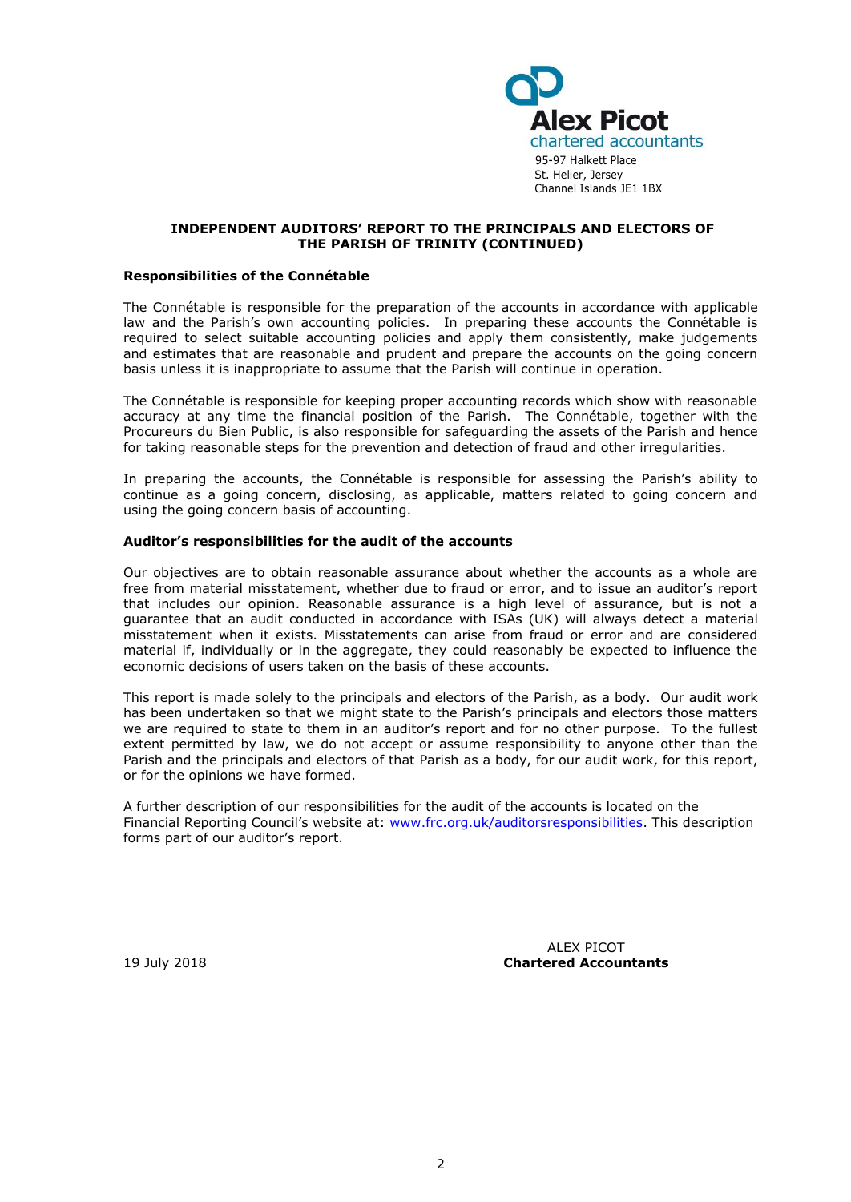Alex Picot
chartered accountants
95-97 Halkett Place
St. Helier, Jersey
Channel Islands JE1 1BX

**INDEPENDENT AUDITORS' REPORT TO THE PRINCIPALS AND ELECTORS OF THE PARISH OF TRINITY (CONTINUED)**

**Responsibilities of the Connétable**

The Connétable is responsible for the preparation of the accounts in accordance with applicable law and the Parish's own accounting policies. In preparing these accounts the Connétable is required to select suitable accounting policies and apply them consistently, make judgements and estimates that are reasonable and prudent and prepare the accounts on the going concern basis unless it is inappropriate to assume that the Parish will continue in operation.

The Connétable is responsible for keeping proper accounting records which show with reasonable accuracy at any time the financial position of the Parish. The Connétable, together with the Procureurs du Bien Public, is also responsible for safeguarding the assets of the Parish and hence for taking reasonable steps for the prevention and detection of fraud and other irregularities.

In preparing the accounts, the Connétable is responsible for assessing the Parish's ability to continue as a going concern, disclosing, as applicable, matters related to going concern and using the going concern basis of accounting.

**Auditor's responsibilities for the audit of the accounts**

Our objectives are to obtain reasonable assurance about whether the accounts as a whole are free from material misstatement, whether due to fraud or error, and to issue an auditor's report that includes our opinion. Reasonable assurance is a high level of assurance, but is not a guarantee that an audit conducted in accordance with ISAs (UK) will always detect a material misstatement when it exists. Misstatements can arise from fraud or error and are considered material if, individually or in the aggregate, they could reasonably be expected to influence the economic decisions of users taken on the basis of these accounts.

This report is made solely to the principals and electors of the Parish, as a body. Our audit work has been undertaken so that we might state to the Parish's principals and electors those matters we are required to state to them in an auditor's report and for no other purpose. To the fullest extent permitted by law, we do not accept or assume responsibility to anyone other than the Parish and the principals and electors of that Parish as a body, for our audit work, for this report, or for the opinions we have formed.

A further description of our responsibilities for the audit of the accounts is located on the Financial Reporting Council's website at: www.frc.org.uk/auditorsresponsibilities. This description forms part of our auditor's report.

19 July 2018

ALEX PICOT
**Chartered Accountants**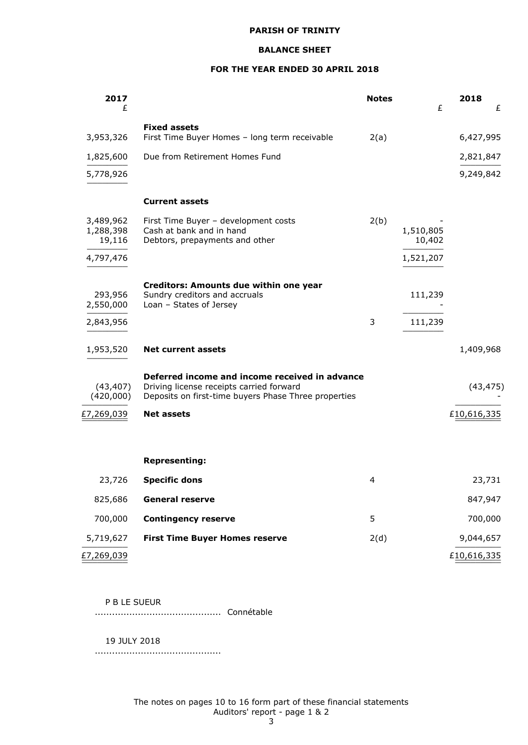**PARISH OF TRINITY**

**BALANCE SHEET**

**FOR THE YEAR ENDED 30 APRIL 2018**

| 2017 £ | | Notes | £ | 2018 £ |
|---|---|---|---|---|
| | **Fixed assets** | | | |
| 3,953,326 | First Time Buyer Homes – long term receivable | 2(a) | | 6,427,995 |
| 1,825,600 | Due from Retirement Homes Fund | | | 2,821,847 |
| 5,778,926 | | | | 9,249,842 |
| | **Current assets** | | | |
| 3,489,962 | First Time Buyer – development costs | 2(b) | - | |
| 1,288,398 | Cash at bank and in hand | | 1,510,805 | |
| 19,116 | Debtors, prepayments and other | | 10,402 | |
| 4,797,476 | | | 1,521,207 | |
| | **Creditors: Amounts due within one year** | | | |
| 293,956 | Sundry creditors and accruals | | 111,239 | |
| 2,550,000 | Loan – States of Jersey | | - | |
| 2,843,956 | | 3 | 111,239 | |
| 1,953,520 | **Net current assets** | | | 1,409,968 |
| | **Deferred income and income received in advance** | | | |
| (43,407) | Driving license receipts carried forward | | | (43,475) |
| (420,000) | Deposits on first-time buyers Phase Three properties | | | - |
| £7,269,039 | **Net assets** | | | £10,616,335 |
| | **Representing:** | | | |
| 23,726 | **Specific dons** | 4 | | 23,731 |
| 825,686 | **General reserve** | | | 847,947 |
| 700,000 | **Contingency reserve** | 5 | | 700,000 |
| 5,719,627 | **First Time Buyer Homes reserve** | 2(d) | | 9,044,657 |
| £7,269,039 | | | | £10,616,335 |

P B LE SUEUR
........................................... Connétable

19 JULY 2018
...........................................

The notes on pages 10 to 16 form part of these financial statements
Auditors' report - page 1 & 2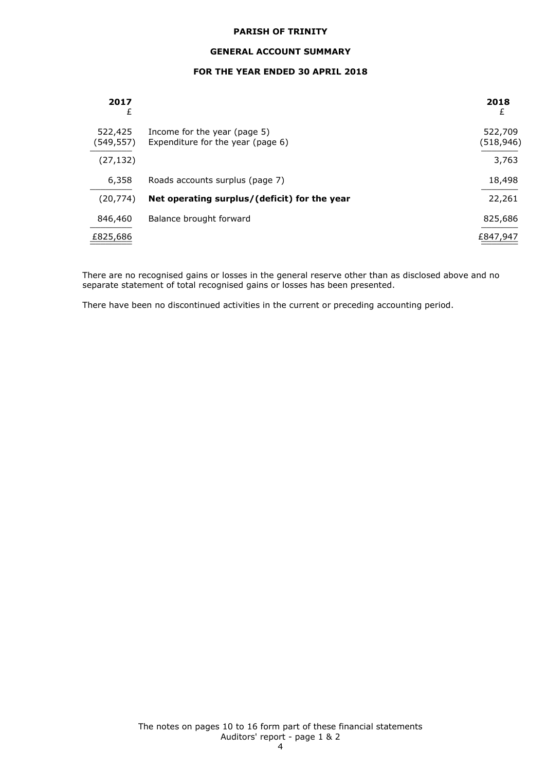**PARISH OF TRINITY**

**GENERAL ACCOUNT SUMMARY**

**FOR THE YEAR ENDED 30 APRIL 2018**

| 2017 £ | | 2018 £ |
|---|---|---|
| 522,425 | Income for the year (page 5) | 522,709 |
| (549,557) | Expenditure for the year (page 6) | (518,946) |
| (27,132) | | 3,763 |
| 6,358 | Roads accounts surplus (page 7) | 18,498 |
| (20,774) | **Net operating surplus/(deficit) for the year** | 22,261 |
| 846,460 | Balance brought forward | 825,686 |
| £825,686 | | £847,947 |

There are no recognised gains or losses in the general reserve other than as disclosed above and no separate statement of total recognised gains or losses has been presented.

There have been no discontinued activities in the current or preceding accounting period.

The notes on pages 10 to 16 form part of these financial statements
Auditors' report - page 1 & 2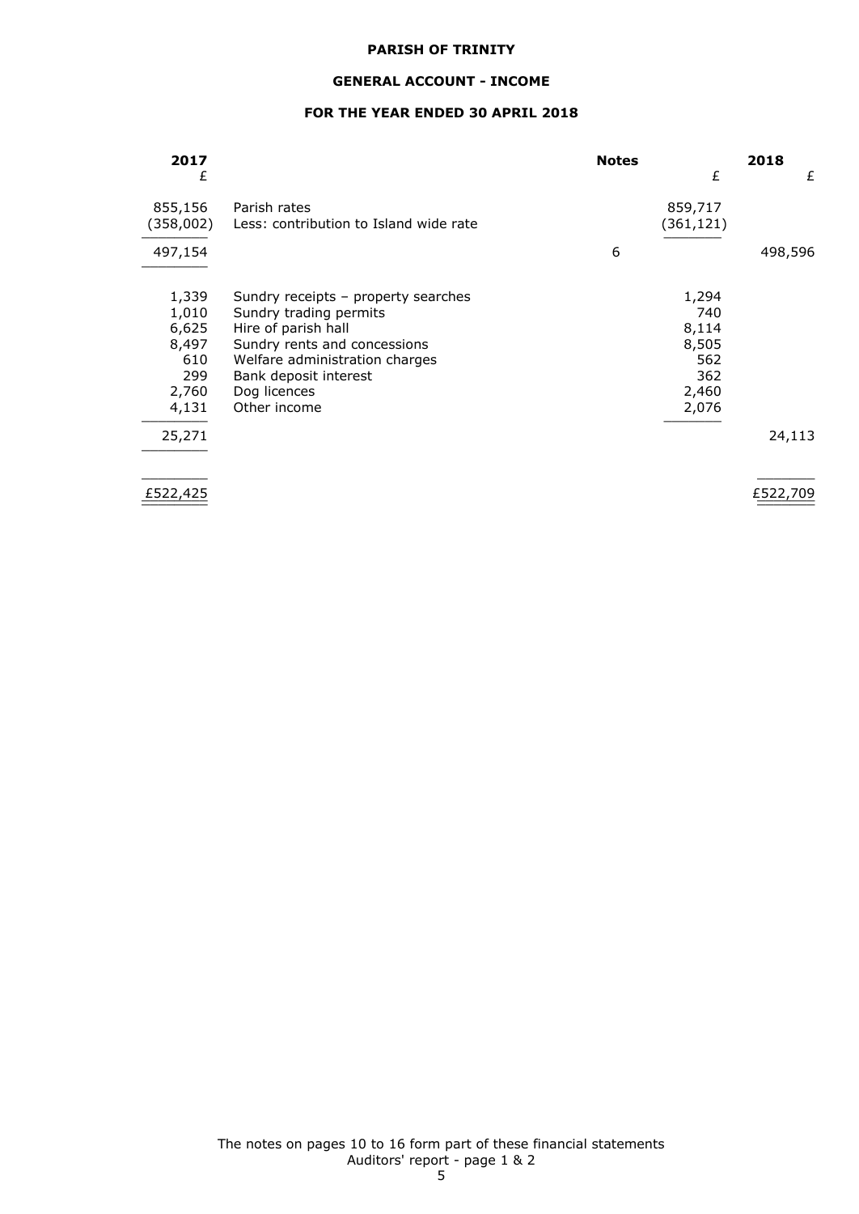**PARISH OF TRINITY**

**GENERAL ACCOUNT - INCOME**

**FOR THE YEAR ENDED 30 APRIL 2018**

| 2017 |  | Notes |  | 2018 |
|---|---|---|---|---|
| £ |  |  | £ | £ |
| 855,156 | Parish rates |  | 859,717 |  |
| (358,002) | Less: contribution to Island wide rate |  | (361,121) |  |
| 497,154 |  | 6 |  | 498,596 |
| 1,339 | Sundry receipts – property searches |  | 1,294 |  |
| 1,010 | Sundry trading permits |  | 740 |  |
| 6,625 | Hire of parish hall |  | 8,114 |  |
| 8,497 | Sundry rents and concessions |  | 8,505 |  |
| 610 | Welfare administration charges |  | 562 |  |
| 299 | Bank deposit interest |  | 362 |  |
| 2,760 | Dog licences |  | 2,460 |  |
| 4,131 | Other income |  | 2,076 |  |
| 25,271 |  |  |  | 24,113 |
| £522,425 |  |  |  | £522,709 |

The notes on pages 10 to 16 form part of these financial statements
Auditors' report - page 1 & 2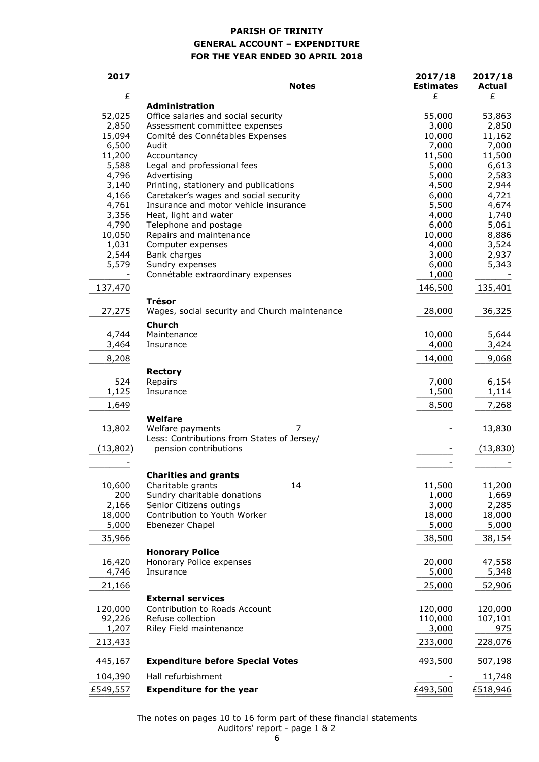**PARISH OF TRINITY**
**GENERAL ACCOUNT – EXPENDITURE**
**FOR THE YEAR ENDED 30 APRIL 2018**

| 2017 | | Notes | 2017/18 Estimates | 2017/18 Actual |
|---|---|---|---|---|
| £ | | | £ | £ |
| | **Administration** | | | |
| 52,025 | Office salaries and social security | | 55,000 | 53,863 |
| 2,850 | Assessment committee expenses | | 3,000 | 2,850 |
| 15,094 | Comité des Connétables Expenses | | 10,000 | 11,162 |
| 6,500 | Audit | | 7,000 | 7,000 |
| 11,200 | Accountancy | | 11,500 | 11,500 |
| 5,588 | Legal and professional fees | | 5,000 | 6,613 |
| 4,796 | Advertising | | 5,000 | 2,583 |
| 3,140 | Printing, stationery and publications | | 4,500 | 2,944 |
| 4,166 | Caretaker's wages and social security | | 6,000 | 4,721 |
| 4,761 | Insurance and motor vehicle insurance | | 5,500 | 4,674 |
| 3,356 | Heat, light and water | | 4,000 | 1,740 |
| 4,790 | Telephone and postage | | 6,000 | 5,061 |
| 10,050 | Repairs and maintenance | | 10,000 | 8,886 |
| 1,031 | Computer expenses | | 4,000 | 3,524 |
| 2,544 | Bank charges | | 3,000 | 2,937 |
| 5,579 | Sundry expenses | | 6,000 | 5,343 |
| - | Connétable extraordinary expenses | | 1,000 | - |
| 137,470 | | | 146,500 | 135,401 |
| | **Trésor** | | | |
| 27,275 | Wages, social security and Church maintenance | | 28,000 | 36,325 |
| | **Church** | | | |
| 4,744 | Maintenance | | 10,000 | 5,644 |
| 3,464 | Insurance | | 4,000 | 3,424 |
| 8,208 | | | 14,000 | 9,068 |
| | **Rectory** | | | |
| 524 | Repairs | | 7,000 | 6,154 |
| 1,125 | Insurance | | 1,500 | 1,114 |
| 1,649 | | | 8,500 | 7,268 |
| | **Welfare** | | | |
| 13,802 | Welfare payments | 7 | - | 13,830 |
| (13,802) | Less: Contributions from States of Jersey/ pension contributions | | - | (13,830) |
| - | | | - | - |
| | **Charities and grants** | | | |
| 10,600 | Charitable grants | 14 | 11,500 | 11,200 |
| 200 | Sundry charitable donations | | 1,000 | 1,669 |
| 2,166 | Senior Citizens outings | | 3,000 | 2,285 |
| 18,000 | Contribution to Youth Worker | | 18,000 | 18,000 |
| 5,000 | Ebenezer Chapel | | 5,000 | 5,000 |
| 35,966 | | | 38,500 | 38,154 |
| | **Honorary Police** | | | |
| 16,420 | Honorary Police expenses | | 20,000 | 47,558 |
| 4,746 | Insurance | | 5,000 | 5,348 |
| 21,166 | | | 25,000 | 52,906 |
| | **External services** | | | |
| 120,000 | Contribution to Roads Account | | 120,000 | 120,000 |
| 92,226 | Refuse collection | | 110,000 | 107,101 |
| 1,207 | Riley Field maintenance | | 3,000 | 975 |
| 213,433 | | | 233,000 | 228,076 |
| 445,167 | **Expenditure before Special Votes** | | 493,500 | 507,198 |
| 104,390 | Hall refurbishment | | - | 11,748 |
| £549,557 | **Expenditure for the year** | | £493,500 | £518,946 |

The notes on pages 10 to 16 form part of these financial statements
Auditors' report - page 1 & 2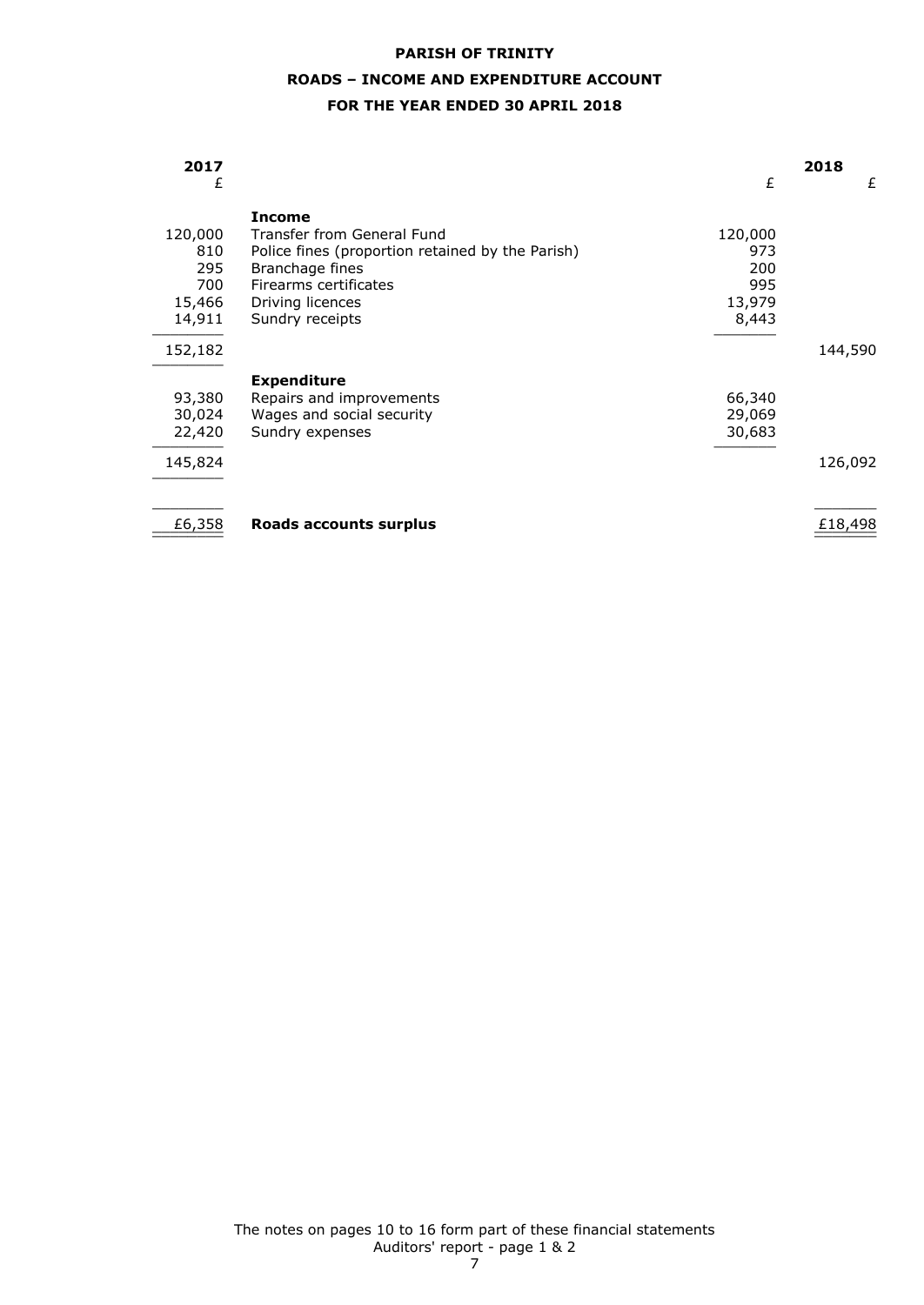# PARISH OF TRINITY

## ROADS – INCOME AND EXPENDITURE ACCOUNT

## FOR THE YEAR ENDED 30 APRIL 2018

| 2017 £ | | £ | 2018 £ |
|---:|---|---:|---:|
| | **Income** | | |
| 120,000 | Transfer from General Fund | 120,000 | |
| 810 | Police fines (proportion retained by the Parish) | 973 | |
| 295 | Branchage fines | 200 | |
| 700 | Firearms certificates | 995 | |
| 15,466 | Driving licences | 13,979 | |
| 14,911 | Sundry receipts | 8,443 | |
| 152,182 | | | 144,590 |
| | **Expenditure** | | |
| 93,380 | Repairs and improvements | 66,340 | |
| 30,024 | Wages and social security | 29,069 | |
| 22,420 | Sundry expenses | 30,683 | |
| 145,824 | | | 126,092 |
| £6,358 | **Roads accounts surplus** | | £18,498 |

The notes on pages 10 to 16 form part of these financial statements
Auditors' report - page 1 & 2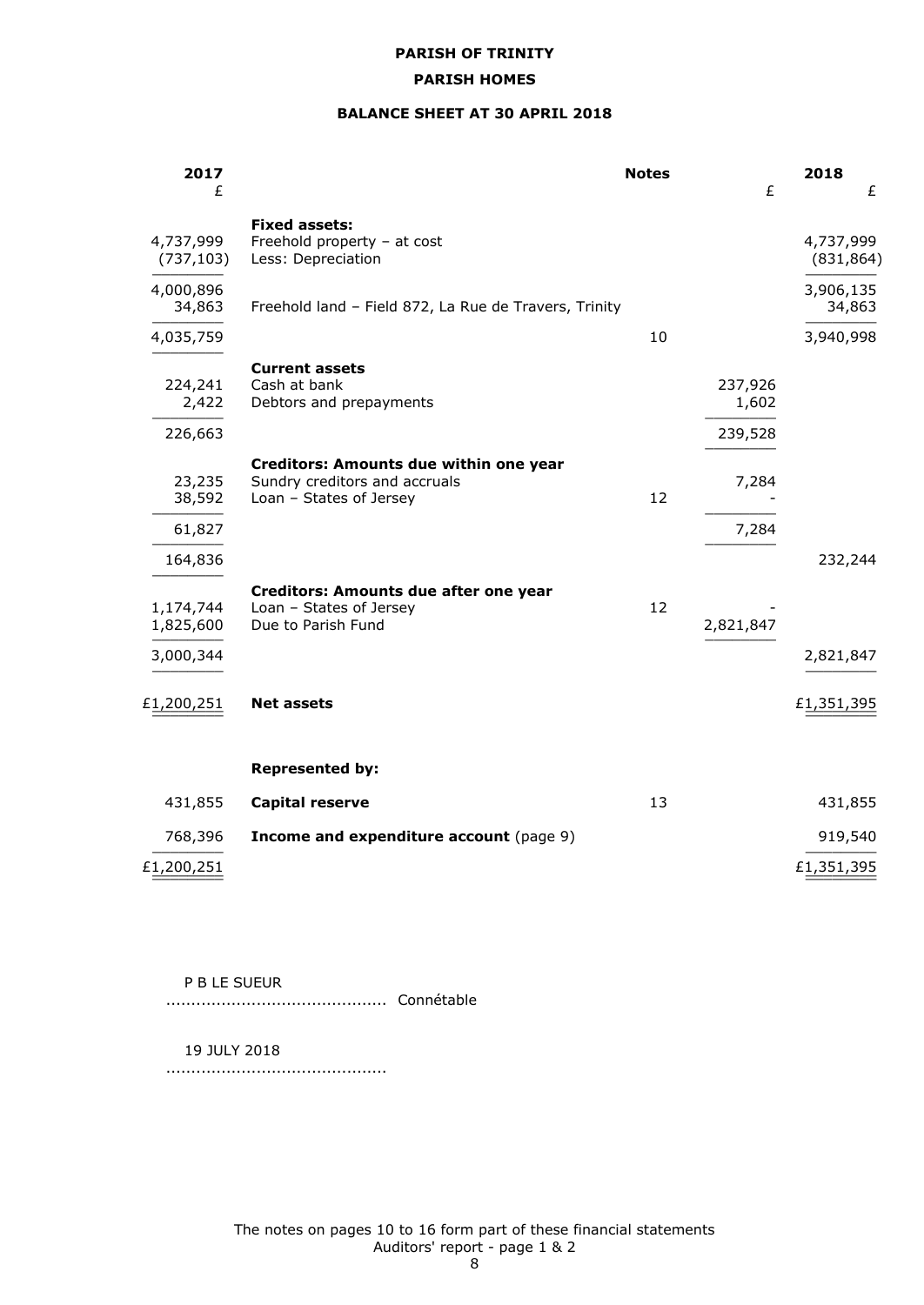**PARISH OF TRINITY**

**PARISH HOMES**

**BALANCE SHEET AT 30 APRIL 2018**

| 2017 £ | | Notes | £ | 2018 £ |
|---|---|---|---|---|
| | **Fixed assets:** | | | |
| 4,737,999 | Freehold property – at cost | | | 4,737,999 |
| (737,103) | Less: Depreciation | | | (831,864) |
| 4,000,896 | | | | 3,906,135 |
| 34,863 | Freehold land – Field 872, La Rue de Travers, Trinity | | | 34,863 |
| 4,035,759 | | 10 | | 3,940,998 |
| | **Current assets** | | | |
| 224,241 | Cash at bank | | 237,926 | |
| 2,422 | Debtors and prepayments | | 1,602 | |
| 226,663 | | | 239,528 | |
| | **Creditors: Amounts due within one year** | | | |
| 23,235 | Sundry creditors and accruals | | 7,284 | |
| 38,592 | Loan – States of Jersey | 12 | - | |
| 61,827 | | | 7,284 | |
| 164,836 | | | | 232,244 |
| | **Creditors: Amounts due after one year** | | | |
| 1,174,744 | Loan – States of Jersey | 12 | - | |
| 1,825,600 | Due to Parish Fund | | 2,821,847 | |
| 3,000,344 | | | | 2,821,847 |
| £1,200,251 | **Net assets** | | | £1,351,395 |
| | **Represented by:** | | | |
| 431,855 | **Capital reserve** | 13 | | 431,855 |
| 768,396 | **Income and expenditure account** (page 9) | | | 919,540 |
| £1,200,251 | | | | £1,351,395 |

P B LE SUEUR
........................................... Connétable

19 JULY 2018
...........................................

The notes on pages 10 to 16 form part of these financial statements
Auditors' report - page 1 & 2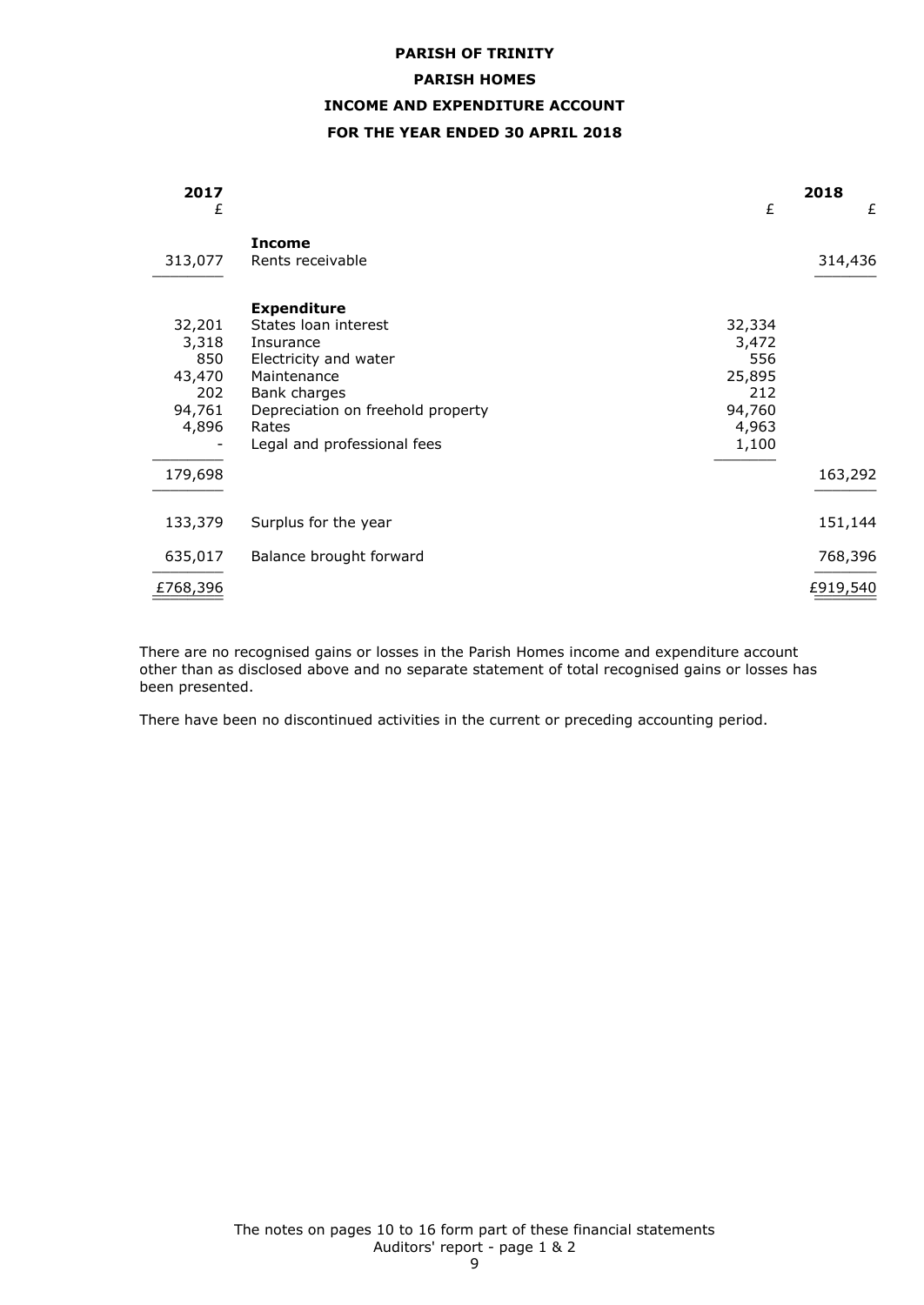**PARISH OF TRINITY**

**PARISH HOMES**

**INCOME AND EXPENDITURE ACCOUNT**

**FOR THE YEAR ENDED 30 APRIL 2018**

| 2017 £ | | £ | 2018 £ |
|---|---|---|---|
| | **Income** | | |
| 313,077 | Rents receivable | | 314,436 |
| | **Expenditure** | | |
| 32,201 | States loan interest | 32,334 | |
| 3,318 | Insurance | 3,472 | |
| 850 | Electricity and water | 556 | |
| 43,470 | Maintenance | 25,895 | |
| 202 | Bank charges | 212 | |
| 94,761 | Depreciation on freehold property | 94,760 | |
| 4,896 | Rates | 4,963 | |
| - | Legal and professional fees | 1,100 | |
| 179,698 | | | 163,292 |
| 133,379 | Surplus for the year | | 151,144 |
| 635,017 | Balance brought forward | | 768,396 |
| £768,396 | | | £919,540 |

There are no recognised gains or losses in the Parish Homes income and expenditure account other than as disclosed above and no separate statement of total recognised gains or losses has been presented.

There have been no discontinued activities in the current or preceding accounting period.

The notes on pages 10 to 16 form part of these financial statements
Auditors' report - page 1 & 2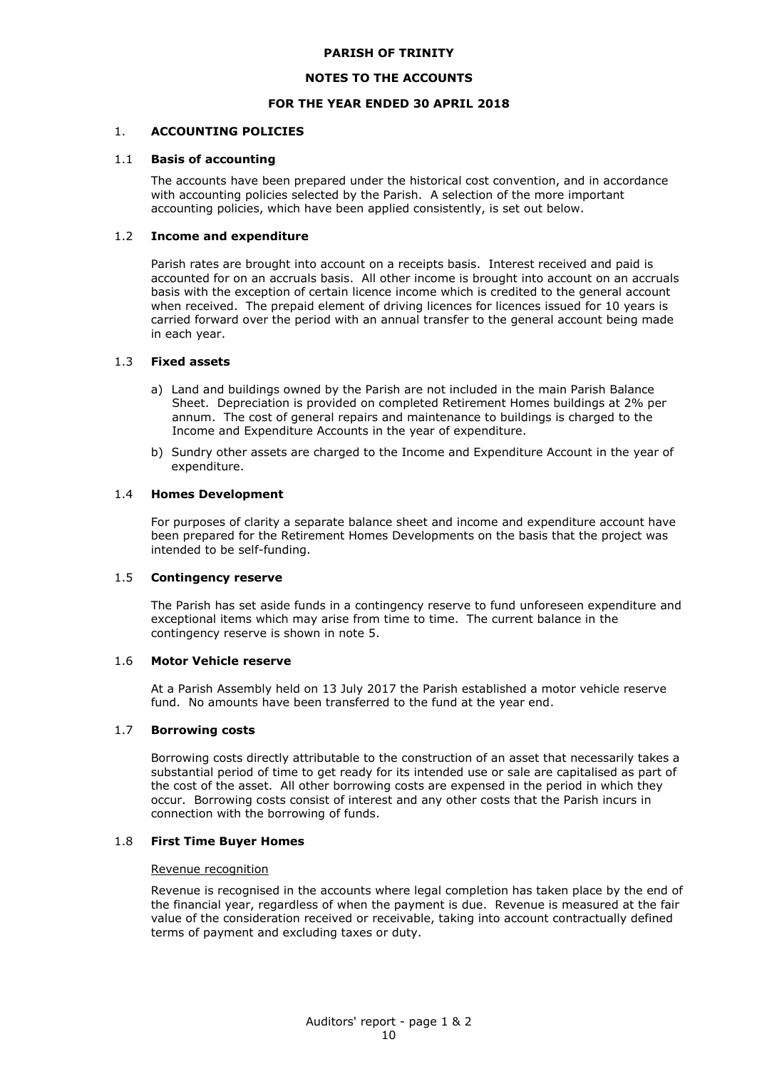**PARISH OF TRINITY**

**NOTES TO THE ACCOUNTS**

**FOR THE YEAR ENDED 30 APRIL 2018**

## 1. ACCOUNTING POLICIES

### 1.1 Basis of accounting

The accounts have been prepared under the historical cost convention, and in accordance with accounting policies selected by the Parish. A selection of the more important accounting policies, which have been applied consistently, is set out below.

### 1.2 Income and expenditure

Parish rates are brought into account on a receipts basis. Interest received and paid is accounted for on an accruals basis. All other income is brought into account on an accruals basis with the exception of certain licence income which is credited to the general account when received. The prepaid element of driving licences for licences issued for 10 years is carried forward over the period with an annual transfer to the general account being made in each year.

### 1.3 Fixed assets

a) Land and buildings owned by the Parish are not included in the main Parish Balance Sheet. Depreciation is provided on completed Retirement Homes buildings at 2% per annum. The cost of general repairs and maintenance to buildings is charged to the Income and Expenditure Accounts in the year of expenditure.

b) Sundry other assets are charged to the Income and Expenditure Account in the year of expenditure.

### 1.4 Homes Development

For purposes of clarity a separate balance sheet and income and expenditure account have been prepared for the Retirement Homes Developments on the basis that the project was intended to be self-funding.

### 1.5 Contingency reserve

The Parish has set aside funds in a contingency reserve to fund unforeseen expenditure and exceptional items which may arise from time to time. The current balance in the contingency reserve is shown in note 5.

### 1.6 Motor Vehicle reserve

At a Parish Assembly held on 13 July 2017 the Parish established a motor vehicle reserve fund. No amounts have been transferred to the fund at the year end.

### 1.7 Borrowing costs

Borrowing costs directly attributable to the construction of an asset that necessarily takes a substantial period of time to get ready for its intended use or sale are capitalised as part of the cost of the asset. All other borrowing costs are expensed in the period in which they occur. Borrowing costs consist of interest and any other costs that the Parish incurs in connection with the borrowing of funds.

### 1.8 First Time Buyer Homes

Revenue recognition

Revenue is recognised in the accounts where legal completion has taken place by the end of the financial year, regardless of when the payment is due. Revenue is measured at the fair value of the consideration received or receivable, taking into account contractually defined terms of payment and excluding taxes or duty.

Auditors' report - page 1 & 2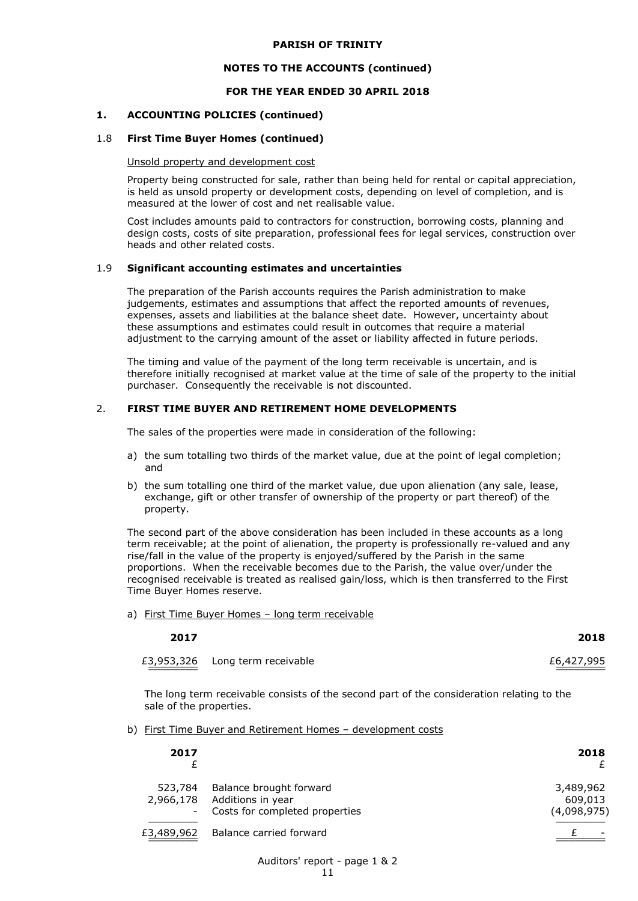**PARISH OF TRINITY**

**NOTES TO THE ACCOUNTS (continued)**

**FOR THE YEAR ENDED 30 APRIL 2018**

## 1. ACCOUNTING POLICIES (continued)

### 1.8 First Time Buyer Homes (continued)

Unsold property and development cost

Property being constructed for sale, rather than being held for rental or capital appreciation, is held as unsold property or development costs, depending on level of completion, and is measured at the lower of cost and net realisable value.

Cost includes amounts paid to contractors for construction, borrowing costs, planning and design costs, costs of site preparation, professional fees for legal services, construction over heads and other related costs.

### 1.9 Significant accounting estimates and uncertainties

The preparation of the Parish accounts requires the Parish administration to make judgements, estimates and assumptions that affect the reported amounts of revenues, expenses, assets and liabilities at the balance sheet date. However, uncertainty about these assumptions and estimates could result in outcomes that require a material adjustment to the carrying amount of the asset or liability affected in future periods.

The timing and value of the payment of the long term receivable is uncertain, and is therefore initially recognised at market value at the time of sale of the property to the initial purchaser. Consequently the receivable is not discounted.

## 2. FIRST TIME BUYER AND RETIREMENT HOME DEVELOPMENTS

The sales of the properties were made in consideration of the following:

a) the sum totalling two thirds of the market value, due at the point of legal completion; and

b) the sum totalling one third of the market value, due upon alienation (any sale, lease, exchange, gift or other transfer of ownership of the property or part thereof) of the property.

The second part of the above consideration has been included in these accounts as a long term receivable; at the point of alienation, the property is professionally re-valued and any rise/fall in the value of the property is enjoyed/suffered by the Parish in the same proportions. When the receivable becomes due to the Parish, the value over/under the recognised receivable is treated as realised gain/loss, which is then transferred to the First Time Buyer Homes reserve.

a) First Time Buyer Homes – long term receivable

| 2017 | | 2018 |
|---|---|---|
| £3,953,326 | Long term receivable | £6,427,995 |

The long term receivable consists of the second part of the consideration relating to the sale of the properties.

b) First Time Buyer and Retirement Homes – development costs

| 2017 £ | | 2018 £ |
|---|---|---|
| 523,784 | Balance brought forward | 3,489,962 |
| 2,966,178 | Additions in year | 609,013 |
| - | Costs for completed properties | (4,098,975) |
| £3,489,962 | Balance carried forward | £ - |

Auditors' report - page 1 & 2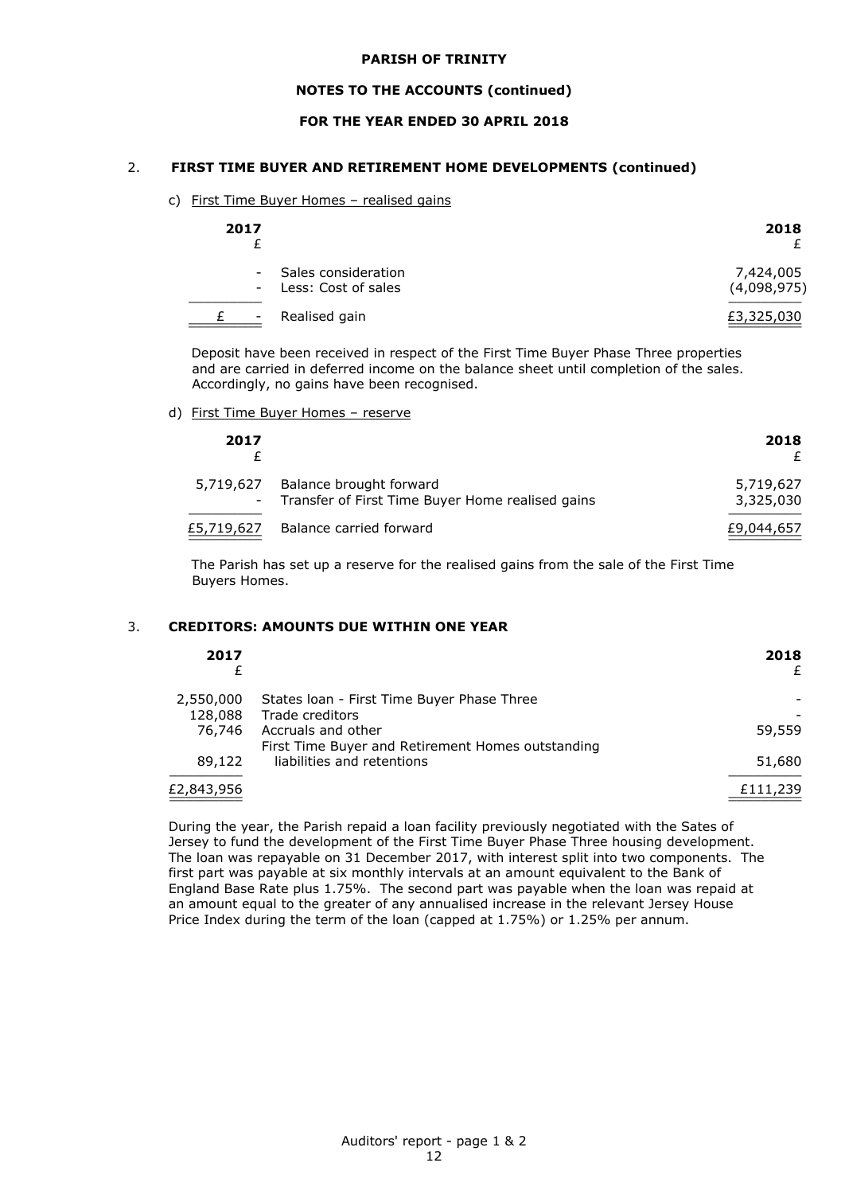**PARISH OF TRINITY**

**NOTES TO THE ACCOUNTS (continued)**

**FOR THE YEAR ENDED 30 APRIL 2018**

## 2. FIRST TIME BUYER AND RETIREMENT HOME DEVELOPMENTS (continued)

c) First Time Buyer Homes – realised gains

| 2017 £ | | 2018 £ |
|---|---|---|
| - | Sales consideration | 7,424,005 |
| - | Less: Cost of sales | (4,098,975) |
| £ - | Realised gain | £3,325,030 |

Deposit have been received in respect of the First Time Buyer Phase Three properties and are carried in deferred income on the balance sheet until completion of the sales. Accordingly, no gains have been recognised.

d) First Time Buyer Homes – reserve

| 2017 £ | | 2018 £ |
|---|---|---|
| 5,719,627 | Balance brought forward | 5,719,627 |
| - | Transfer of First Time Buyer Home realised gains | 3,325,030 |
| £5,719,627 | Balance carried forward | £9,044,657 |

The Parish has set up a reserve for the realised gains from the sale of the First Time Buyers Homes.

## 3. CREDITORS: AMOUNTS DUE WITHIN ONE YEAR

| 2017 £ | | 2018 £ |
|---|---|---|
| 2,550,000 | States loan - First Time Buyer Phase Three | - |
| 128,088 | Trade creditors | - |
| 76,746 | Accruals and other | 59,559 |
| 89,122 | First Time Buyer and Retirement Homes outstanding liabilities and retentions | 51,680 |
| £2,843,956 | | £111,239 |

During the year, the Parish repaid a loan facility previously negotiated with the Sates of Jersey to fund the development of the First Time Buyer Phase Three housing development. The loan was repayable on 31 December 2017, with interest split into two components. The first part was payable at six monthly intervals at an amount equivalent to the Bank of England Base Rate plus 1.75%. The second part was payable when the loan was repaid at an amount equal to the greater of any annualised increase in the relevant Jersey House Price Index during the term of the loan (capped at 1.75%) or 1.25% per annum.

Auditors' report - page 1 & 2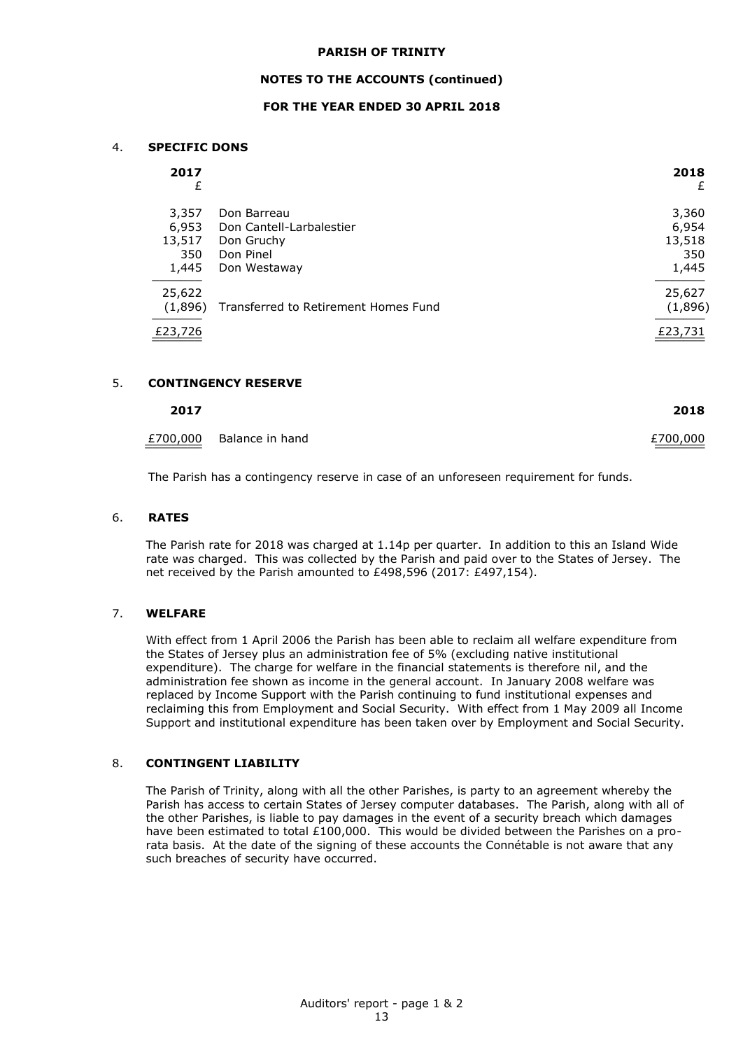**PARISH OF TRINITY**

**NOTES TO THE ACCOUNTS (continued)**

**FOR THE YEAR ENDED 30 APRIL 2018**

## 4. SPECIFIC DONS

| 2017 £ | | 2018 £ |
|---|---|---|
| 3,357 | Don Barreau | 3,360 |
| 6,953 | Don Cantell-Larbalestier | 6,954 |
| 13,517 | Don Gruchy | 13,518 |
| 350 | Don Pinel | 350 |
| 1,445 | Don Westaway | 1,445 |
| 25,622 | | 25,627 |
| (1,896) | Transferred to Retirement Homes Fund | (1,896) |
| £23,726 | | £23,731 |

## 5. CONTINGENCY RESERVE

| 2017 | | 2018 |
|---|---|---|
| £700,000 | Balance in hand | £700,000 |

The Parish has a contingency reserve in case of an unforeseen requirement for funds.

## 6. RATES

The Parish rate for 2018 was charged at 1.14p per quarter. In addition to this an Island Wide rate was charged. This was collected by the Parish and paid over to the States of Jersey. The net received by the Parish amounted to £498,596 (2017: £497,154).

## 7. WELFARE

With effect from 1 April 2006 the Parish has been able to reclaim all welfare expenditure from the States of Jersey plus an administration fee of 5% (excluding native institutional expenditure). The charge for welfare in the financial statements is therefore nil, and the administration fee shown as income in the general account. In January 2008 welfare was replaced by Income Support with the Parish continuing to fund institutional expenses and reclaiming this from Employment and Social Security. With effect from 1 May 2009 all Income Support and institutional expenditure has been taken over by Employment and Social Security.

## 8. CONTINGENT LIABILITY

The Parish of Trinity, along with all the other Parishes, is party to an agreement whereby the Parish has access to certain States of Jersey computer databases. The Parish, along with all of the other Parishes, is liable to pay damages in the event of a security breach which damages have been estimated to total £100,000. This would be divided between the Parishes on a pro-rata basis. At the date of the signing of these accounts the Connétable is not aware that any such breaches of security have occurred.

Auditors' report - page 1 & 2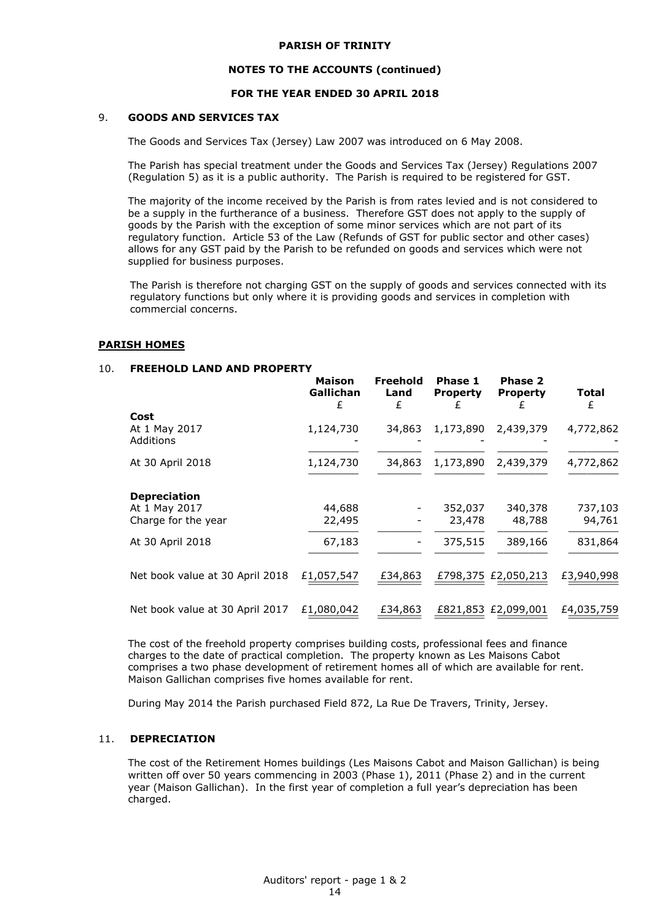**PARISH OF TRINITY**

**NOTES TO THE ACCOUNTS (continued)**

**FOR THE YEAR ENDED 30 APRIL 2018**

## 9. GOODS AND SERVICES TAX

The Goods and Services Tax (Jersey) Law 2007 was introduced on 6 May 2008.

The Parish has special treatment under the Goods and Services Tax (Jersey) Regulations 2007 (Regulation 5) as it is a public authority. The Parish is required to be registered for GST.

The majority of the income received by the Parish is from rates levied and is not considered to be a supply in the furtherance of a business. Therefore GST does not apply to the supply of goods by the Parish with the exception of some minor services which are not part of its regulatory function. Article 53 of the Law (Refunds of GST for public sector and other cases) allows for any GST paid by the Parish to be refunded on goods and services which were not supplied for business purposes.

The Parish is therefore not charging GST on the supply of goods and services connected with its regulatory functions but only where it is providing goods and services in completion with commercial concerns.

## PARISH HOMES

## 10. FREEHOLD LAND AND PROPERTY

| | Maison Gallichan £ | Freehold Land £ | Phase 1 Property £ | Phase 2 Property £ | Total £ |
|---|---|---|---|---|---|
| **Cost** | | | | | |
| At 1 May 2017 | 1,124,730 | 34,863 | 1,173,890 | 2,439,379 | 4,772,862 |
| Additions | - | - | - | - | - |
| At 30 April 2018 | 1,124,730 | 34,863 | 1,173,890 | 2,439,379 | 4,772,862 |
| **Depreciation** | | | | | |
| At 1 May 2017 | 44,688 | - | 352,037 | 340,378 | 737,103 |
| Charge for the year | 22,495 | - | 23,478 | 48,788 | 94,761 |
| At 30 April 2018 | 67,183 | - | 375,515 | 389,166 | 831,864 |
| Net book value at 30 April 2018 | £1,057,547 | £34,863 | £798,375 | £2,050,213 | £3,940,998 |
| Net book value at 30 April 2017 | £1,080,042 | £34,863 | £821,853 | £2,099,001 | £4,035,759 |

The cost of the freehold property comprises building costs, professional fees and finance charges to the date of practical completion. The property known as Les Maisons Cabot comprises a two phase development of retirement homes all of which are available for rent. Maison Gallichan comprises five homes available for rent.

During May 2014 the Parish purchased Field 872, La Rue De Travers, Trinity, Jersey.

## 11. DEPRECIATION

The cost of the Retirement Homes buildings (Les Maisons Cabot and Maison Gallichan) is being written off over 50 years commencing in 2003 (Phase 1), 2011 (Phase 2) and in the current year (Maison Gallichan). In the first year of completion a full year's depreciation has been charged.

Auditors' report - page 1 & 2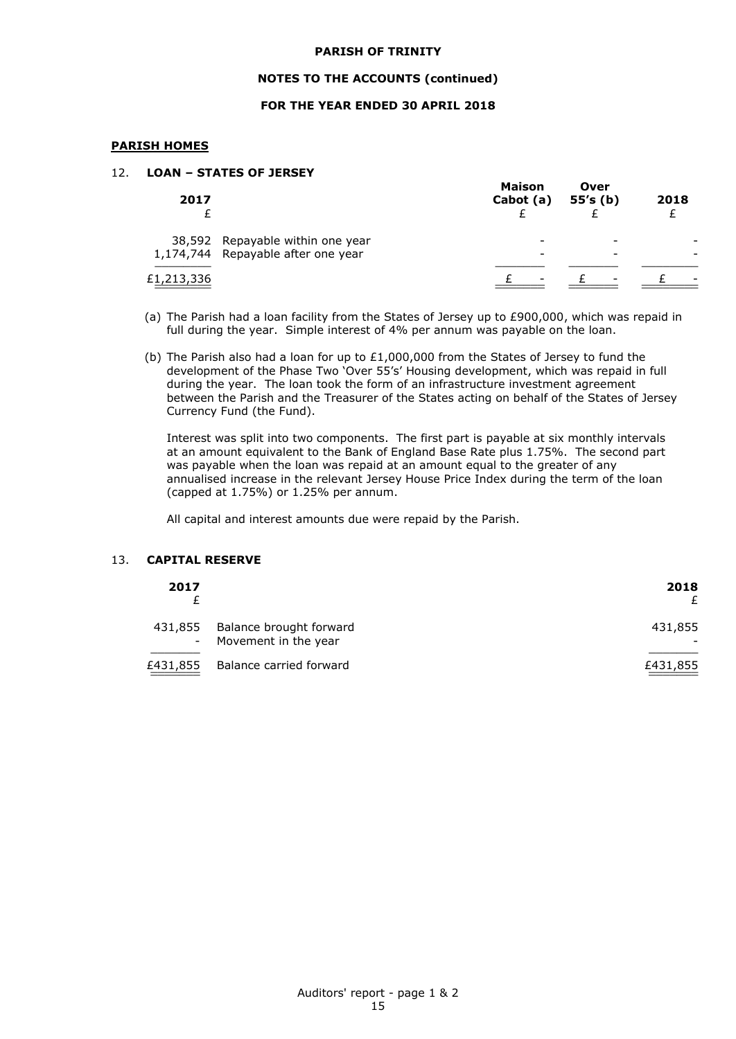**PARISH OF TRINITY**

**NOTES TO THE ACCOUNTS (continued)**

**FOR THE YEAR ENDED 30 APRIL 2018**

**PARISH HOMES**

## 12. LOAN – STATES OF JERSEY

| 2017 £ | | Maison Cabot (a) £ | Over 55's (b) £ | 2018 £ |
|---|---|---|---|---|
| 38,592 | Repayable within one year | - | - | - |
| 1,174,744 | Repayable after one year | - | - | - |
| £1,213,336 | | £ - | £ - | £ - |

(a) The Parish had a loan facility from the States of Jersey up to £900,000, which was repaid in full during the year. Simple interest of 4% per annum was payable on the loan.

(b) The Parish also had a loan for up to £1,000,000 from the States of Jersey to fund the development of the Phase Two 'Over 55's' Housing development, which was repaid in full during the year. The loan took the form of an infrastructure investment agreement between the Parish and the Treasurer of the States acting on behalf of the States of Jersey Currency Fund (the Fund).

Interest was split into two components. The first part is payable at six monthly intervals at an amount equivalent to the Bank of England Base Rate plus 1.75%. The second part was payable when the loan was repaid at an amount equal to the greater of any annualised increase in the relevant Jersey House Price Index during the term of the loan (capped at 1.75%) or 1.25% per annum.

All capital and interest amounts due were repaid by the Parish.

## 13. CAPITAL RESERVE

| 2017 £ | | 2018 £ |
|---|---|---|
| 431,855 | Balance brought forward | 431,855 |
| - | Movement in the year | - |
| £431,855 | Balance carried forward | £431,855 |

Auditors' report - page 1 & 2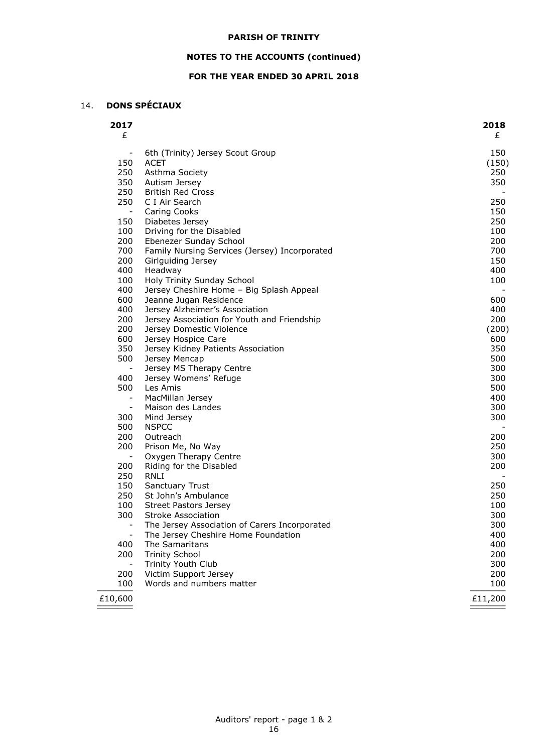**PARISH OF TRINITY**

**NOTES TO THE ACCOUNTS (continued)**

**FOR THE YEAR ENDED 30 APRIL 2018**

## 14. DONS SPÉCIAUX

| 2017 | | 2018 |
|---|---|---|
| £ | | £ |
| - | 6th (Trinity) Jersey Scout Group | 150 |
| 150 | ACET | (150) |
| 250 | Asthma Society | 250 |
| 350 | Autism Jersey | 350 |
| 250 | British Red Cross | - |
| 250 | C I Air Search | 250 |
| - | Caring Cooks | 150 |
| 150 | Diabetes Jersey | 250 |
| 100 | Driving for the Disabled | 100 |
| 200 | Ebenezer Sunday School | 200 |
| 700 | Family Nursing Services (Jersey) Incorporated | 700 |
| 200 | Girlguiding Jersey | 150 |
| 400 | Headway | 400 |
| 100 | Holy Trinity Sunday School | 100 |
| 400 | Jersey Cheshire Home – Big Splash Appeal | - |
| 600 | Jeanne Jugan Residence | 600 |
| 400 | Jersey Alzheimer's Association | 400 |
| 200 | Jersey Association for Youth and Friendship | 200 |
| 200 | Jersey Domestic Violence | (200) |
| 600 | Jersey Hospice Care | 600 |
| 350 | Jersey Kidney Patients Association | 350 |
| 500 | Jersey Mencap | 500 |
| - | Jersey MS Therapy Centre | 300 |
| 400 | Jersey Womens' Refuge | 300 |
| 500 | Les Amis | 500 |
| - | MacMillan Jersey | 400 |
| - | Maison des Landes | 300 |
| 300 | Mind Jersey | 300 |
| 500 | NSPCC | - |
| 200 | Outreach | 200 |
| 200 | Prison Me, No Way | 250 |
| - | Oxygen Therapy Centre | 300 |
| 200 | Riding for the Disabled | 200 |
| 250 | RNLI | - |
| 150 | Sanctuary Trust | 250 |
| 250 | St John's Ambulance | 250 |
| 100 | Street Pastors Jersey | 100 |
| 300 | Stroke Association | 300 |
| - | The Jersey Association of Carers Incorporated | 300 |
| - | The Jersey Cheshire Home Foundation | 400 |
| 400 | The Samaritans | 400 |
| 200 | Trinity School | 200 |
| - | Trinity Youth Club | 300 |
| 200 | Victim Support Jersey | 200 |
| 100 | Words and numbers matter | 100 |
| £10,600 | | £11,200 |

Auditors' report - page 1 & 2